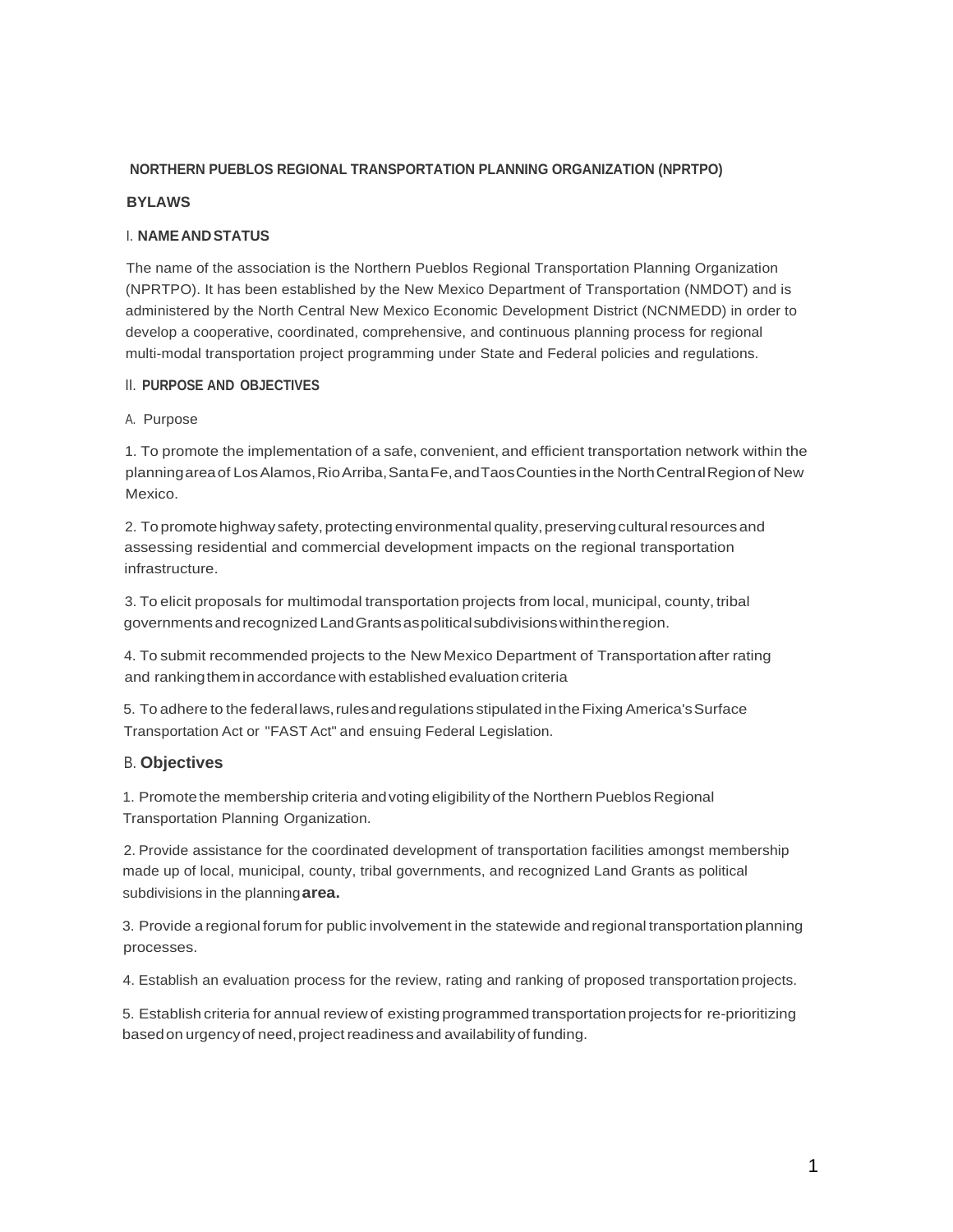# NORTHERN PUEBLOS REGIONAL TRANSPORTATION PLANNING ORGANIZATION (NPRTPO)

## BYLAWS

### I. NAME AND STATUS

The name of the association is the Northern Pueblos Regional Transportation Planning Organization (NPRTPO). It has been established by the New Mexico Department of Transportation (NMDOT) and is administered by the North Central New Mexico Economic Development District (NCNMEDD) in order to develop a cooperative, coordinated, comprehensive, and continuous planning process for regional multi-modal transportation project programming under State and Federal policies and regulations.

### II. PURPOSE AND OBJECTIVES

A. Purpose

1. To promote the implementation of a safe, convenient, and efficient transportation network within the planning area of Los Alamos, Rio Arriba, Santa Fe, and Taos Counties in the North Central Region of New Mexico.

2. To promote highway safety, protecting environmental quality, preserving cultural resources and assessing residential and commercial development impacts on the regional transportation infrastructure.

3. To elicit proposals for multimodal transportation projects from local, municipal, county, tribal governments and recognized Land Grants as political subdivisions within the region.

4. To submit recommended projects to the New Mexico Department of Transportation after rating and ranking them in accordance with established evaluation criteria

5. To adhere to the federal laws, rules and regulations stipulated in the Fixing America's Surface Transportation Act or "FAST Act" and ensuing Federal Legislation.

B. **Objectives**

1. Promote the membership criteria and voting eligibility of the Northern Pueblos Regional Transportation Planning Organization.

2. Provide assistance for the coordinated development of transportation facilities amongst membership made up of local, municipal, county, tribal governments, and recognized Land Grants as political subdivisions in the planning **area.**

3. Provide a regional forum for public involvement in the statewide and regional transportation planning processes.

4. Establish an evaluation process for the review, rating and ranking of proposed transportation projects.

5. Establish criteria for annual review of existing programmed transportation projects for re-prioritizing based on urgency of need, project readiness and availability of funding.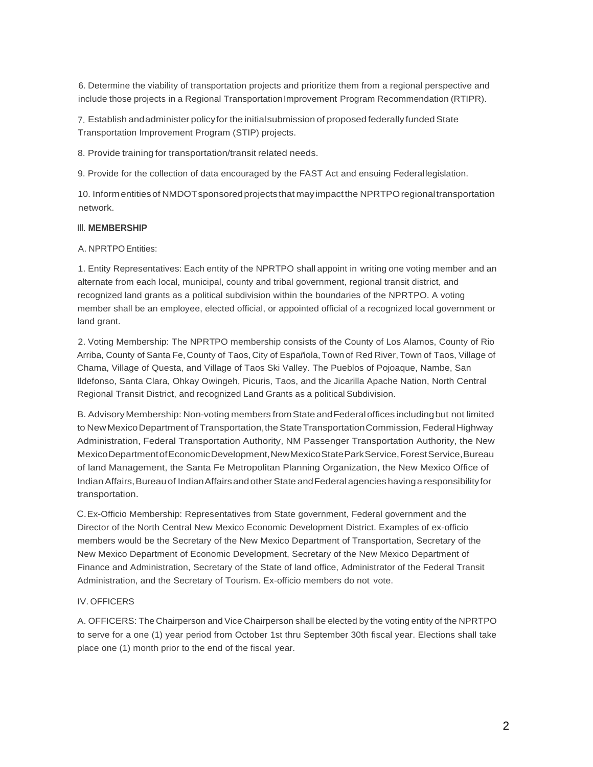6. Determine the viability of transportation projects and prioritize them from a regional perspective and include those projects in a Regional Transportation Improvement Program Recommendation (RTIPR).

7. Establish and administer policy for the initial submission of proposed federally funded State Transportation Improvement Program (STIP) projects.

8. Provide training for transportation/transit related needs.

9. Provide for the collection of data encouraged by the FAST Act and ensuing Federal legislation.

10. Inform entities of NMDOT sponsored projects that may impact the NPRTPO regional transportation network.

## III. MEMBERSHIP

A. NPRTPO Entities:

1. Entity Representatives: Each entity of the NPRTPO shall appoint in writing one voting member and an alternate from each local, municipal, county and tribal government, regional transit district, and recognized land grants as a political subdivision within the boundaries of the NPRTPO. A voting member shall be an employee, elected official, or appointed official of a recognized local government or land grant.

2. Voting Membership: The NPRTPO membership consists of the County of Los Alamos, County of Rio Arriba, County of Santa Fe, County of Taos, City of Española, Town of Red River, Town of Taos, Village of Chama, Village of Questa, and Village of Taos Ski Valley. The Pueblos of Pojoaque, Nambe, San Ildefonso, Santa Clara, Ohkay Owingeh, Picuris, Taos, and the Jicarilla Apache Nation, North Central Regional Transit District, and recognized Land Grants as a political Subdivision.

B. Advisory Membership: Non-voting members from State and Federal offices including but not limited to New Mexico Department of Transportation, the State Transportation Commission, Federal Highway Administration, Federal Transportation Authority, NM Passenger Transportation Authority, the New Mexico Department of Economic Development, New Mexico State Park Service, Forest Service, Bureau of land Management, the Santa Fe Metropolitan Planning Organization, the New Mexico Office of Indian Affairs, Bureau of Indian Affairs and other State and Federal agencies having a responsibility for transportation.

C. Ex-Officio Membership: Representatives from State government, Federal government and the Director of the North Central New Mexico Economic Development District. Examples of ex-officio members would be the Secretary of the New Mexico Department of Transportation, Secretary of the New Mexico Department of Economic Development, Secretary of the New Mexico Department of Finance and Administration, Secretary of the State of land office, Administrator of the Federal Transit Administration, and the Secretary of Tourism. Ex-officio members do not vote.

## IV. OFFICERS

A. OFFICERS: The Chairperson and Vice Chairperson shall be elected by the voting entity of the NPRTPO to serve for a one (1) year period from October 1st thru September 30th fiscal year. Elections shall take place one (1) month prior to the end of the fiscal year.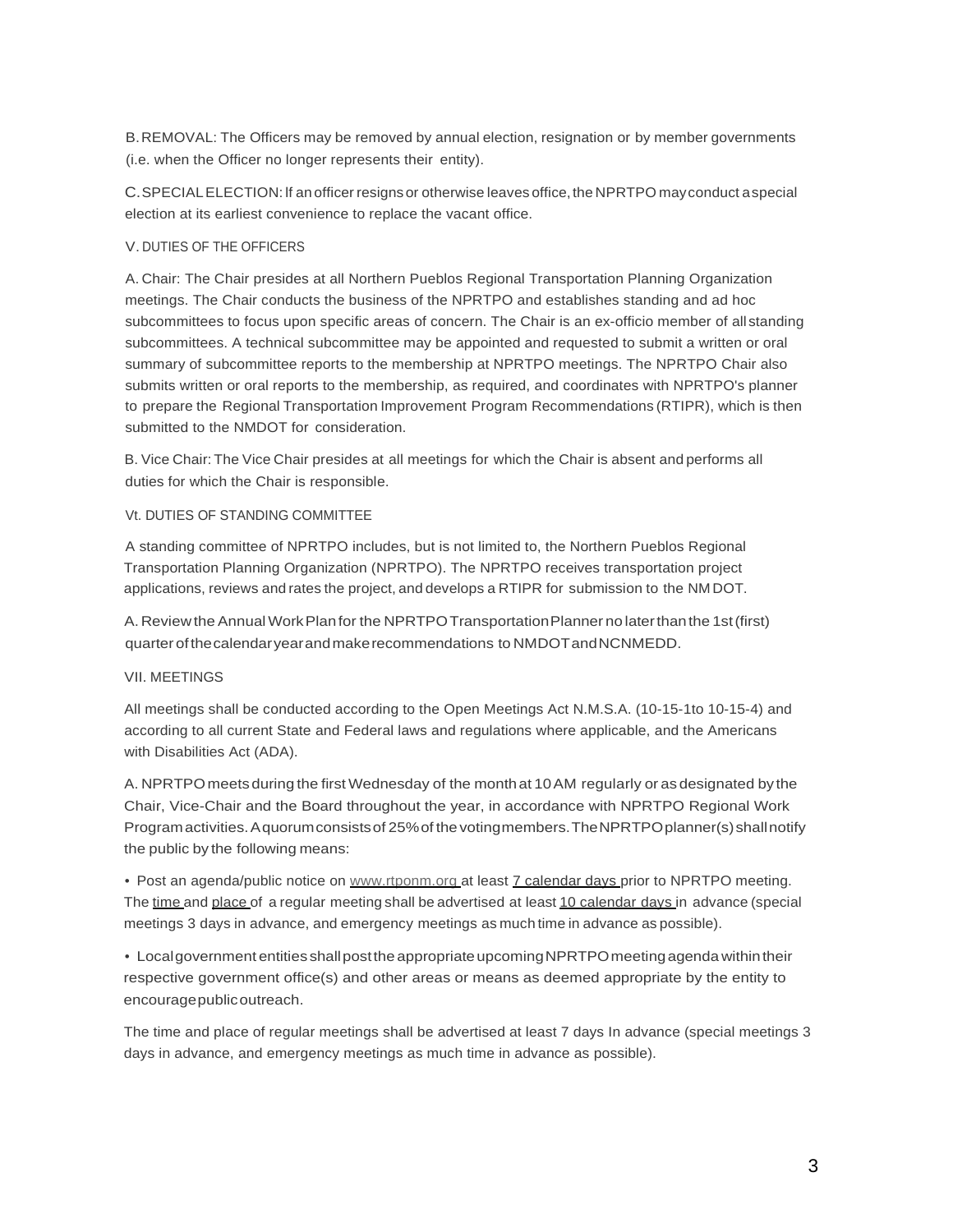B. REMOVAL: The Officers may be removed by annual election, resignation or by member governments (i.e. when the Officer no longer represents their entity).

C. SPECIAL ELECTION: If an officer resigns or otherwise leaves office, the NPRTPO may conduct a special election at its earliest convenience to replace the vacant office.

## V. DUTIES OF THE OFFICERS

A. Chair: The Chair presides at all Northern Pueblos Regional Transportation Planning Organization meetings. The Chair conducts the business of the NPRTPO and establishes standing and ad hoc subcommittees to focus upon specific areas of concern. The Chair is an ex-officio member of all standing subcommittees. A technical subcommittee may be appointed and requested to submit a written or oral summary of subcommittee reports to the membership at NPRTPO meetings. The NPRTPO Chair also submits written or oral reports to the membership, as required, and coordinates with NPRTPO's planner to prepare the Regional Transportation Improvement Program Recommendations (RTIPR), which is then submitted to the NMDOT for consideration.

B. Vice Chair: The Vice Chair presides at all meetings for which the Chair is absent and performs all duties for which the Chair is responsible.

## Vt. DUTIES OF STANDING COMMITTEE

A standing committee of NPRTPO includes, but is not limited to, the Northern Pueblos Regional Transportation Planning Organization (NPRTPO). The NPRTPO receives transportation project applications, reviews and rates the project, and develops a RTIPR for submission to the NM DOT.

A. Review the Annual Work Plan for the NPRTPO Transportation Planner no later than the 1st (first) quarter of the calendar year and make recommendations to NMDOT and NCNMEDD.

## VII. MEETINGS

All meetings shall be conducted according to the Open Meetings Act N.M.S.A. (10-15-1to 10-15-4) and according to all current State and Federal laws and regulations where applicable, and the Americans with Disabilities Act (ADA).

A. NPRTPO meets during the first Wednesday of the month at 10 AM regularly or as designated by the Chair, Vice-Chair and the Board throughout the year, in accordance with NPRTPO Regional Work Program activities. A quorum consists of 25% of the voting members. The NPRTPO planner(s) shall notify the public by the following means:

- Post an agenda/public notice on www.rtponm.org at least 7 calendar days prior to NPRTPO meeting. The time and place of a regular meeting shall be advertised at least 10 calendar days in advance (special meetings 3 days in advance, and emergency meetings as much time in advance as possible).
- Local government entities shall post the appropriate upcoming NPRTPO meeting agenda within their respective government office(s) and other areas or means as deemed appropriate by the entity to encourage public outreach.

The time and place of regular meetings shall be advertised at least 7 days In advance (special meetings 3 days in advance, and emergency meetings as much time in advance as possible).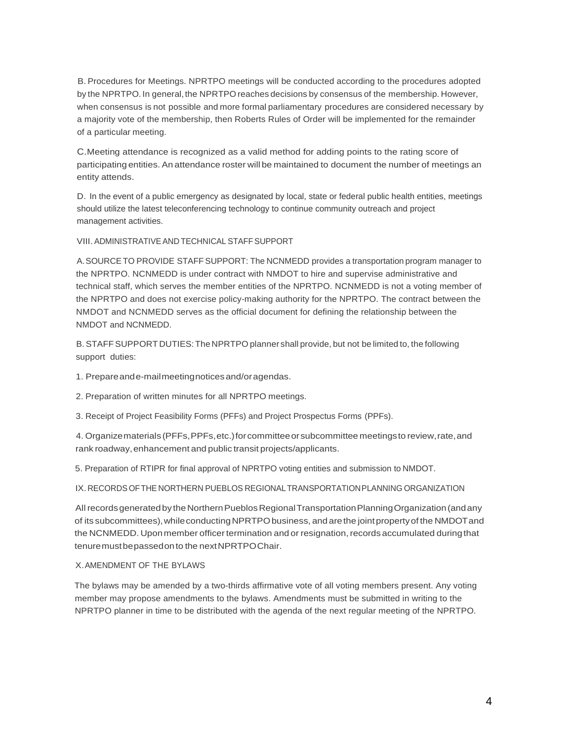B. Procedures for Meetings. NPRTPO meetings will be conducted according to the procedures adopted by the NPRTPO. In general, the NPRTPO reaches decisions by consensus of the membership. However, when consensus is not possible and more formal parliamentary procedures are considered necessary by a majority vote of the membership, then Roberts Rules of Order will be implemented for the remainder of a particular meeting.

C. Meeting attendance is recognized as a valid method for adding points to the rating score of participating entities. An attendance roster will be maintained to document the number of meetings an entity attends.

D. In the event of a public emergency as designated by local, state or federal public health entities, meetings should utilize the latest teleconferencing technology to continue community outreach and project management activities.

## VIII. ADMINISTRATIVE AND TECHNICAL STAFF SUPPORT

A. SOURCE TO PROVIDE STAFF SUPPORT: The NCNMEDD provides a transportation program manager to the NPRTPO. NCNMEDD is under contract with NMDOT to hire and supervise administrative and technical staff, which serves the member entities of the NPRTPO. NCNMEDD is not a voting member of the NPRTPO and does not exercise policy-making authority for the NPRTPO. The contract between the NMDOT and NCNMEDD serves as the official document for defining the relationship between the NMDOT and NCNMEDD.

B. STAFF SUPPORT DUTIES: The NPRTPO planner shall provide, but not be limited to, the following support duties:

1. Prepare and e-mail meeting notices and/or agendas.
2. Preparation of written minutes for all NPRTPO meetings.
3. Receipt of Project Feasibility Forms (PFFs) and Project Prospectus Forms (PPFs).
4. Organize materials (PFFs, PPFs, etc.) for committee or subcommittee meetings to review, rate, and rank roadway, enhancement and public transit projects/applicants.
5. Preparation of RTIPR for final approval of NPRTPO voting entities and submission to NMDOT.

## IX. RECORDS OF THE NORTHERN PUEBLOS REGIONAL TRANSPORTATION PLANNING ORGANIZATION

All records generated by the Northern Pueblos Regional Transportation Planning Organization (and any of its subcommittees), while conducting NPRTPO business, and are the joint property of the NMDOT and the NCNMEDD. Upon member officer termination and or resignation, records accumulated during that tenure must be passed on to the next NPRTPO Chair.

## X. AMENDMENT OF THE BYLAWS

The bylaws may be amended by a two-thirds affirmative vote of all voting members present. Any voting member may propose amendments to the bylaws. Amendments must be submitted in writing to the NPRTPO planner in time to be distributed with the agenda of the next regular meeting of the NPRTPO.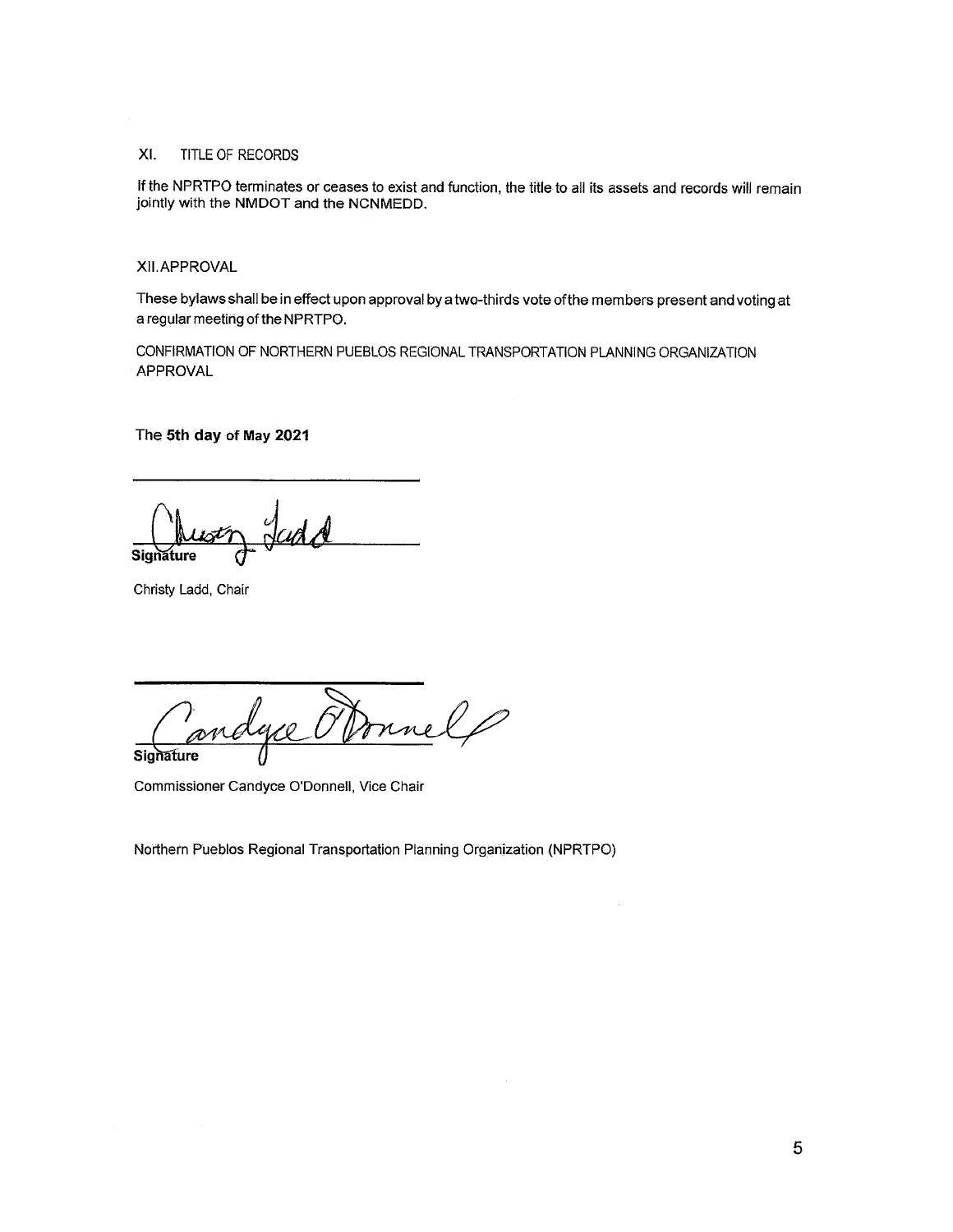## XI. TITLE OF RECORDS

If the NPRTPO terminates or ceases to exist and function, the title to all its assets and records will remain jointly with the NMDOT and the NCNMEDD.

## XII. APPROVAL

These bylaws shall be in effect upon approval by a two-thirds vote of the members present and voting at a regular meeting of the NPRTPO.

CONFIRMATION OF NORTHERN PUEBLOS REGIONAL TRANSPORTATION PLANNING ORGANIZATION APPROVAL

**The 5th day of May 2021**

**Signature**

Christy Ladd, Chair

**Signature**

Commissioner Candyce O'Donnell, Vice Chair

Northern Pueblos Regional Transportation Planning Organization (NPRTPO)